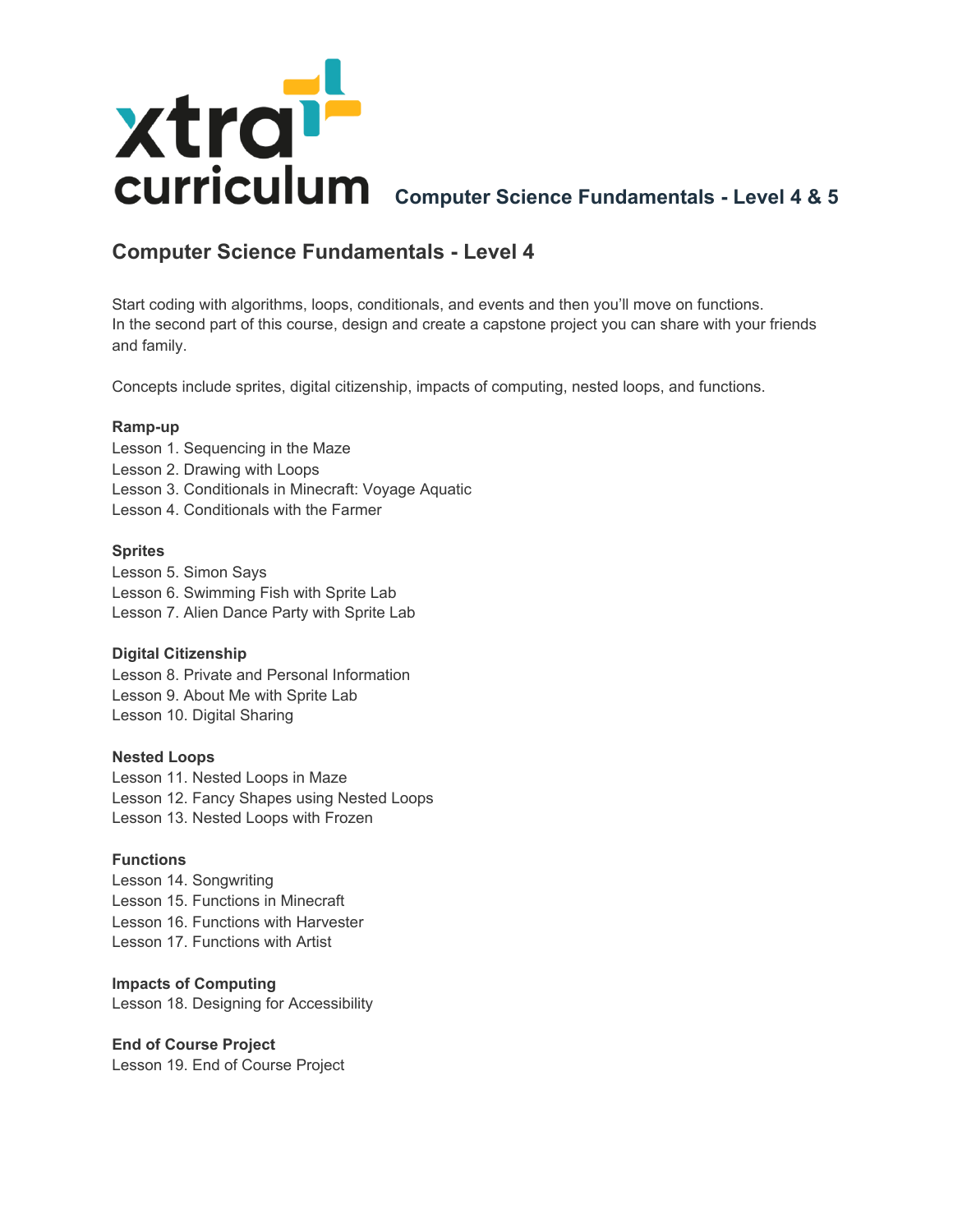xtra curriculum **Computer Science Fundamentals - Level 4 & 5**

## Computer Science Fundamentals - Level 4

Start coding with algorithms, loops, conditionals, and events and then you'll move on functions. In the second part of this course, design and create a capstone project you can share with your friends and family.

Concepts include sprites, digital citizenship, impacts of computing, nested loops, and functions.

**Ramp-up**
Lesson 1. Sequencing in the Maze
Lesson 2. Drawing with Loops
Lesson 3. Conditionals in Minecraft: Voyage Aquatic
Lesson 4. Conditionals with the Farmer

**Sprites**
Lesson 5. Simon Says
Lesson 6. Swimming Fish with Sprite Lab
Lesson 7. Alien Dance Party with Sprite Lab

**Digital Citizenship**
Lesson 8. Private and Personal Information
Lesson 9. About Me with Sprite Lab
Lesson 10. Digital Sharing

**Nested Loops**
Lesson 11. Nested Loops in Maze
Lesson 12. Fancy Shapes using Nested Loops
Lesson 13. Nested Loops with Frozen

**Functions**
Lesson 14. Songwriting
Lesson 15. Functions in Minecraft
Lesson 16. Functions with Harvester
Lesson 17. Functions with Artist

**Impacts of Computing**
Lesson 18. Designing for Accessibility

**End of Course Project**
Lesson 19. End of Course Project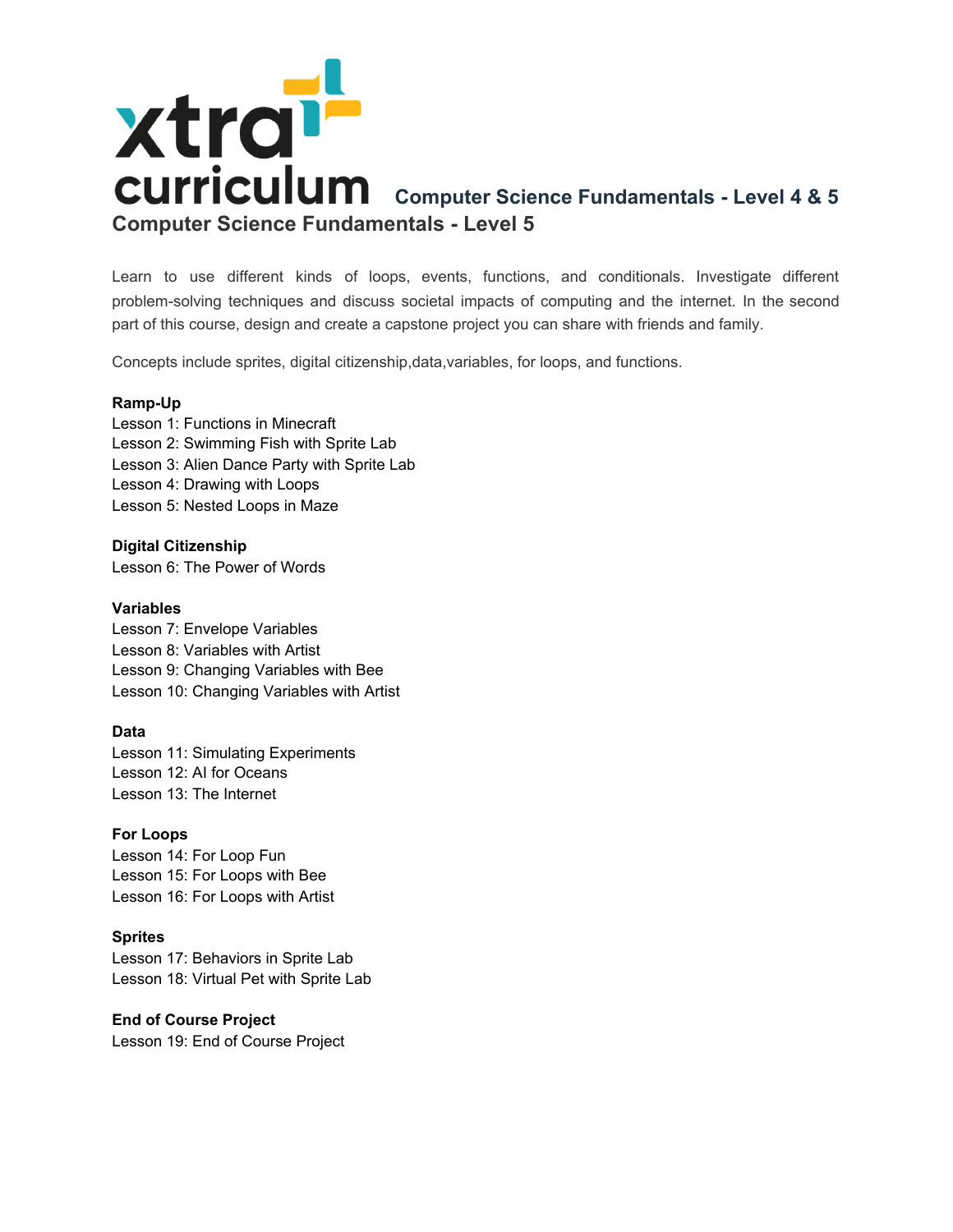## Computer Science Fundamentals - Level 5

Learn to use different kinds of loops, events, functions, and conditionals. Investigate different problem-solving techniques and discuss societal impacts of computing and the internet. In the second part of this course, design and create a capstone project you can share with friends and family.

Concepts include sprites, digital citizenship,data,variables, for loops, and functions.

**Ramp-Up**
Lesson 1: Functions in Minecraft
Lesson 2: Swimming Fish with Sprite Lab
Lesson 3: Alien Dance Party with Sprite Lab
Lesson 4: Drawing with Loops
Lesson 5: Nested Loops in Maze

**Digital Citizenship**
Lesson 6: The Power of Words

**Variables**
Lesson 7: Envelope Variables
Lesson 8: Variables with Artist
Lesson 9: Changing Variables with Bee
Lesson 10: Changing Variables with Artist

**Data**
Lesson 11: Simulating Experiments
Lesson 12: AI for Oceans
Lesson 13: The Internet

**For Loops**
Lesson 14: For Loop Fun
Lesson 15: For Loops with Bee
Lesson 16: For Loops with Artist

**Sprites**
Lesson 17: Behaviors in Sprite Lab
Lesson 18: Virtual Pet with Sprite Lab

**End of Course Project**
Lesson 19: End of Course Project